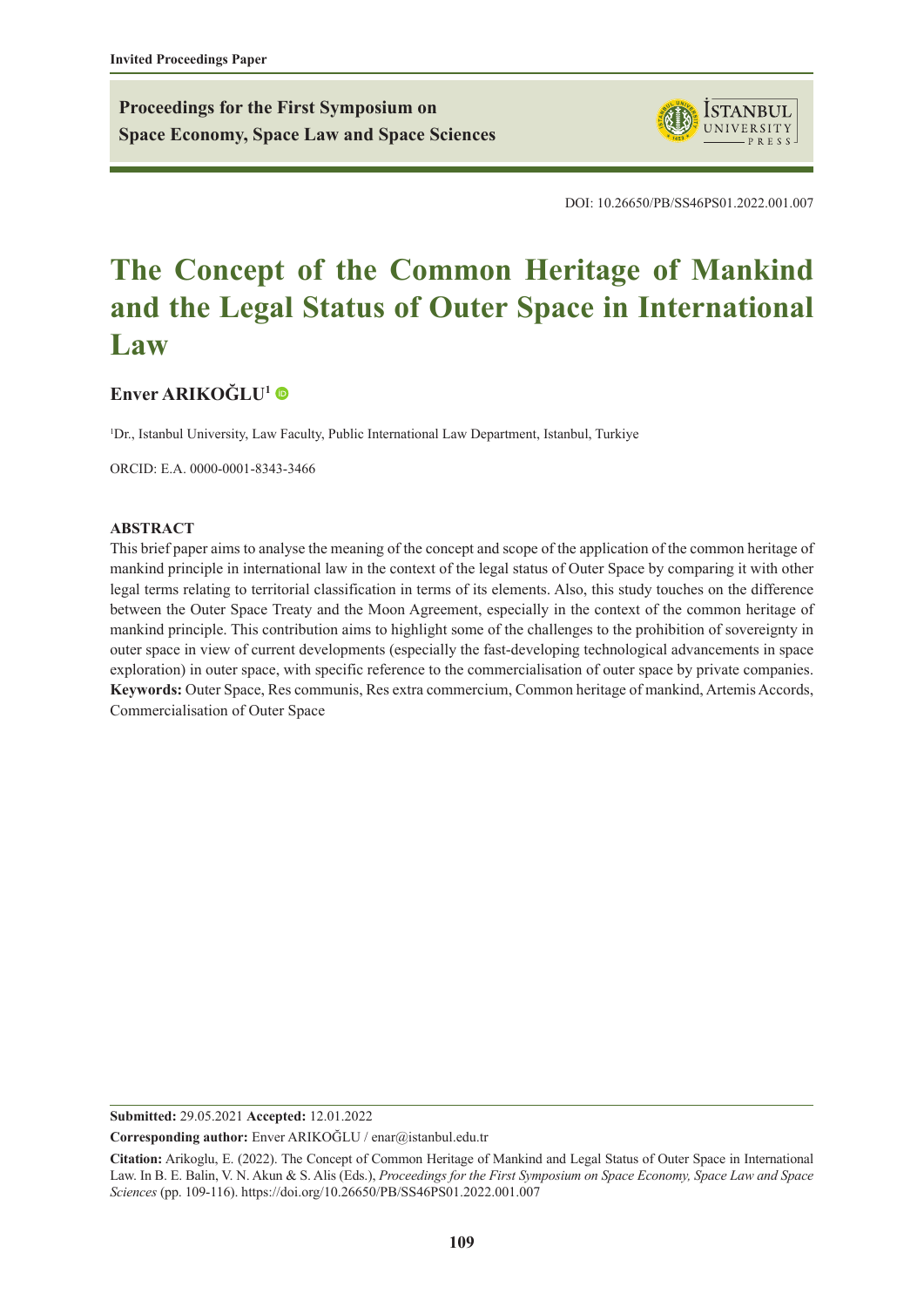Invited Proceedings Paper

**Proceedings for the First Symposium on Space Economy, Space Law and Space Sciences**

DOI: 10.26650/PB/SS46PS01.2022.001.007

# The Concept of the Common Heritage of Mankind and the Legal Status of Outer Space in International Law

**Enver ARIKOĞLU**[1]

[1]Dr., Istanbul University, Law Faculty, Public International Law Department, Istanbul, Turkiye

ORCID: E.A. 0000-0001-8343-3466

## ABSTRACT

This brief paper aims to analyse the meaning of the concept and scope of the application of the common heritage of mankind principle in international law in the context of the legal status of Outer Space by comparing it with other legal terms relating to territorial classification in terms of its elements. Also, this study touches on the difference between the Outer Space Treaty and the Moon Agreement, especially in the context of the common heritage of mankind principle. This contribution aims to highlight some of the challenges to the prohibition of sovereignty in outer space in view of current developments (especially the fast-developing technological advancements in space exploration) in outer space, with specific reference to the commercialisation of outer space by private companies.

**Keywords:** Outer Space, Res communis, Res extra commercium, Common heritage of mankind, Artemis Accords, Commercialisation of Outer Space

---

**Submitted:** 29.05.2021 **Accepted:** 12.01.2022

**Corresponding author:** Enver ARIKOĞLU / enar@istanbul.edu.tr

**Citation:** Arikoglu, E. (2022). The Concept of Common Heritage of Mankind and Legal Status of Outer Space in International Law. In B. E. Balin, V. N. Akun & S. Alis (Eds.), *Proceedings for the First Symposium on Space Economy, Space Law and Space Sciences* (pp. 109-116). https://doi.org/10.26650/PB/SS46PS01.2022.001.007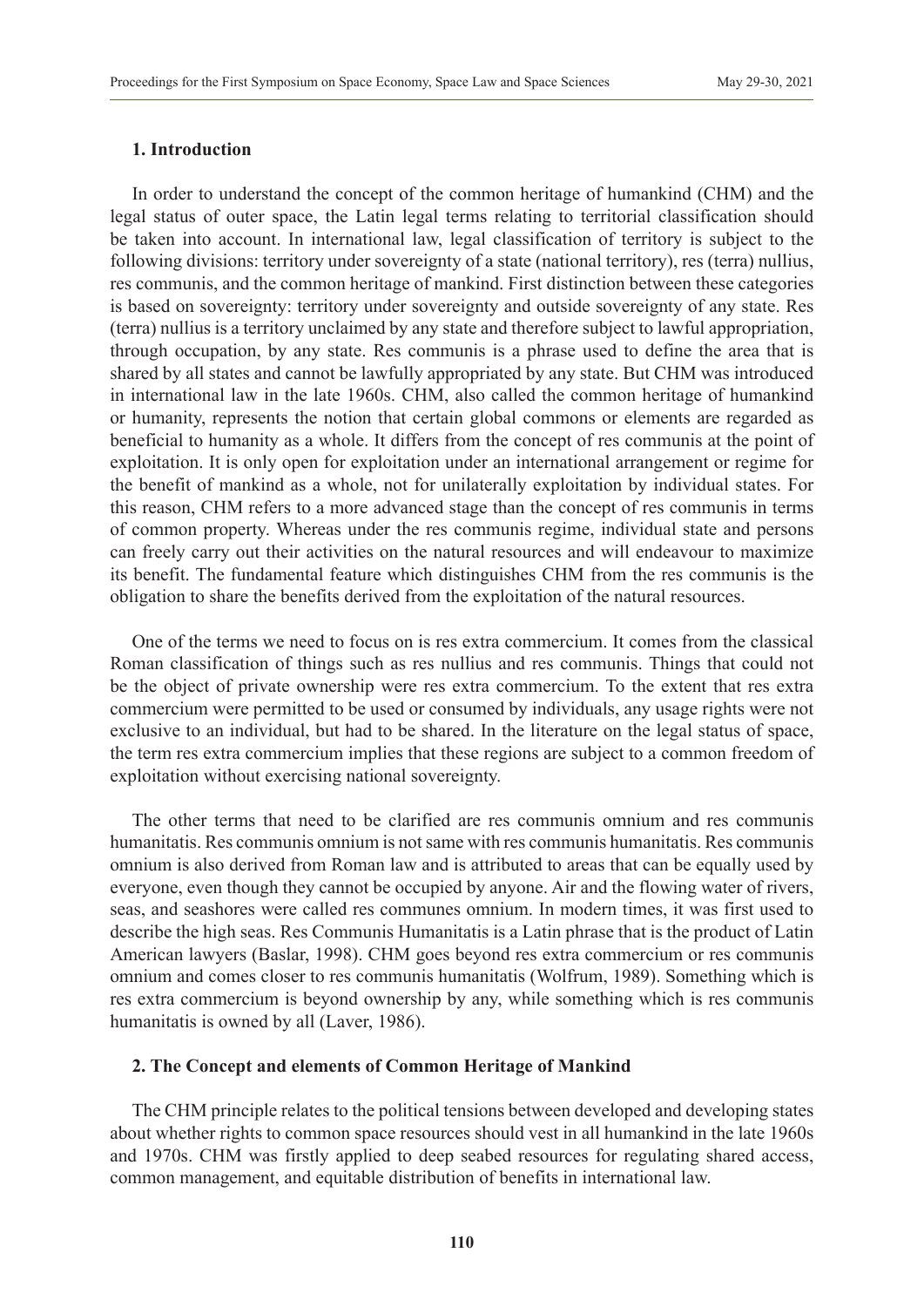## 1. Introduction

In order to understand the concept of the common heritage of humankind (CHM) and the legal status of outer space, the Latin legal terms relating to territorial classification should be taken into account. In international law, legal classification of territory is subject to the following divisions: territory under sovereignty of a state (national territory), res (terra) nullius, res communis, and the common heritage of mankind. First distinction between these categories is based on sovereignty: territory under sovereignty and outside sovereignty of any state. Res (terra) nullius is a territory unclaimed by any state and therefore subject to lawful appropriation, through occupation, by any state. Res communis is a phrase used to define the area that is shared by all states and cannot be lawfully appropriated by any state. But CHM was introduced in international law in the late 1960s. CHM, also called the common heritage of humankind or humanity, represents the notion that certain global commons or elements are regarded as beneficial to humanity as a whole. It differs from the concept of res communis at the point of exploitation. It is only open for exploitation under an international arrangement or regime for the benefit of mankind as a whole, not for unilaterally exploitation by individual states. For this reason, CHM refers to a more advanced stage than the concept of res communis in terms of common property. Whereas under the res communis regime, individual state and persons can freely carry out their activities on the natural resources and will endeavour to maximize its benefit. The fundamental feature which distinguishes CHM from the res communis is the obligation to share the benefits derived from the exploitation of the natural resources.

One of the terms we need to focus on is res extra commercium. It comes from the classical Roman classification of things such as res nullius and res communis. Things that could not be the object of private ownership were res extra commercium. To the extent that res extra commercium were permitted to be used or consumed by individuals, any usage rights were not exclusive to an individual, but had to be shared. In the literature on the legal status of space, the term res extra commercium implies that these regions are subject to a common freedom of exploitation without exercising national sovereignty.

The other terms that need to be clarified are res communis omnium and res communis humanitatis. Res communis omnium is not same with res communis humanitatis. Res communis omnium is also derived from Roman law and is attributed to areas that can be equally used by everyone, even though they cannot be occupied by anyone. Air and the flowing water of rivers, seas, and seashores were called res communes omnium. In modern times, it was first used to describe the high seas. Res Communis Humanitatis is a Latin phrase that is the product of Latin American lawyers (Baslar, 1998). CHM goes beyond res extra commercium or res communis omnium and comes closer to res communis humanitatis (Wolfrum, 1989). Something which is res extra commercium is beyond ownership by any, while something which is res communis humanitatis is owned by all (Laver, 1986).

## 2. The Concept and elements of Common Heritage of Mankind

The CHM principle relates to the political tensions between developed and developing states about whether rights to common space resources should vest in all humankind in the late 1960s and 1970s. CHM was firstly applied to deep seabed resources for regulating shared access, common management, and equitable distribution of benefits in international law.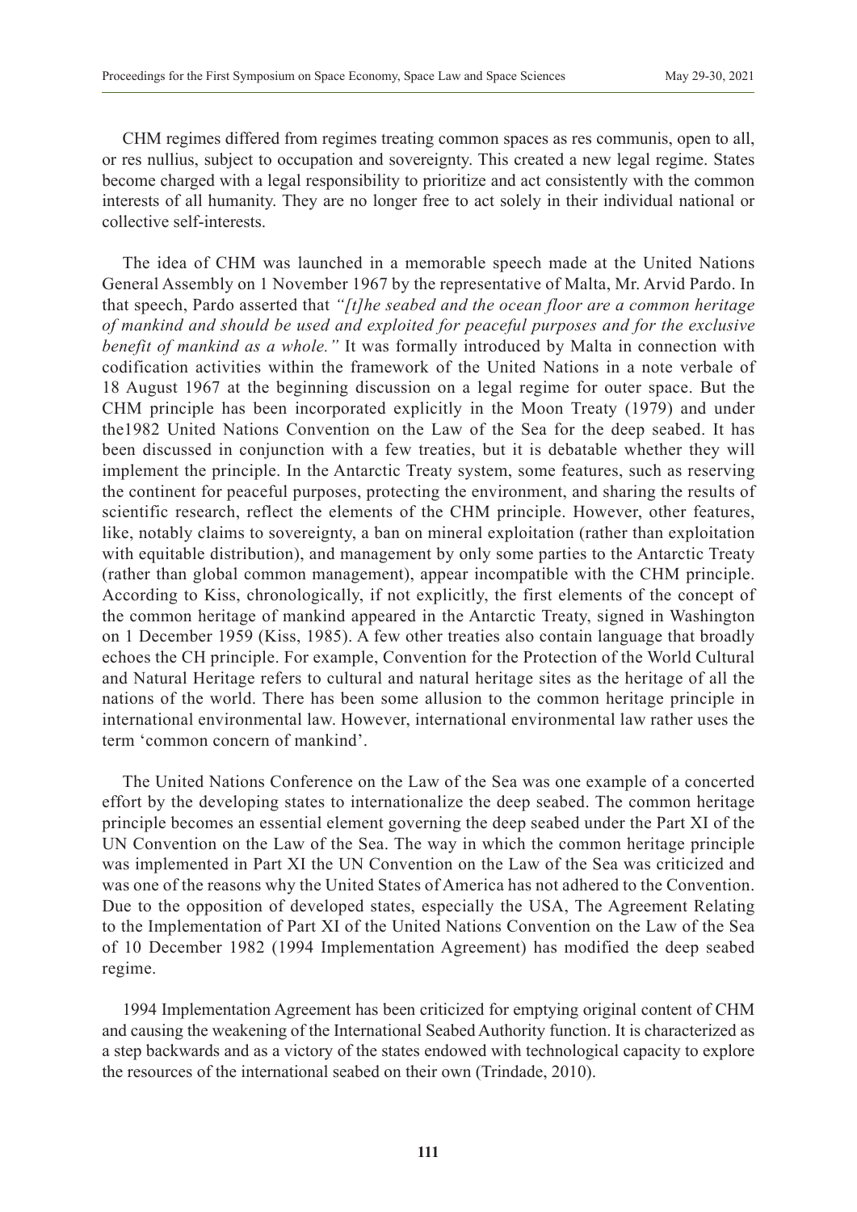CHM regimes differed from regimes treating common spaces as res communis, open to all, or res nullius, subject to occupation and sovereignty. This created a new legal regime. States become charged with a legal responsibility to prioritize and act consistently with the common interests of all humanity. They are no longer free to act solely in their individual national or collective self-interests.

The idea of CHM was launched in a memorable speech made at the United Nations General Assembly on 1 November 1967 by the representative of Malta, Mr. Arvid Pardo. In that speech, Pardo asserted that *"[t]he seabed and the ocean floor are a common heritage of mankind and should be used and exploited for peaceful purposes and for the exclusive benefit of mankind as a whole."* It was formally introduced by Malta in connection with codification activities within the framework of the United Nations in a note verbale of 18 August 1967 at the beginning discussion on a legal regime for outer space. But the CHM principle has been incorporated explicitly in the Moon Treaty (1979) and under the1982 United Nations Convention on the Law of the Sea for the deep seabed. It has been discussed in conjunction with a few treaties, but it is debatable whether they will implement the principle. In the Antarctic Treaty system, some features, such as reserving the continent for peaceful purposes, protecting the environment, and sharing the results of scientific research, reflect the elements of the CHM principle. However, other features, like, notably claims to sovereignty, a ban on mineral exploitation (rather than exploitation with equitable distribution), and management by only some parties to the Antarctic Treaty (rather than global common management), appear incompatible with the CHM principle. According to Kiss, chronologically, if not explicitly, the first elements of the concept of the common heritage of mankind appeared in the Antarctic Treaty, signed in Washington on 1 December 1959 (Kiss, 1985). A few other treaties also contain language that broadly echoes the CH principle. For example, Convention for the Protection of the World Cultural and Natural Heritage refers to cultural and natural heritage sites as the heritage of all the nations of the world. There has been some allusion to the common heritage principle in international environmental law. However, international environmental law rather uses the term 'common concern of mankind'.

The United Nations Conference on the Law of the Sea was one example of a concerted effort by the developing states to internationalize the deep seabed. The common heritage principle becomes an essential element governing the deep seabed under the Part XI of the UN Convention on the Law of the Sea. The way in which the common heritage principle was implemented in Part XI the UN Convention on the Law of the Sea was criticized and was one of the reasons why the United States of America has not adhered to the Convention. Due to the opposition of developed states, especially the USA, The Agreement Relating to the Implementation of Part XI of the United Nations Convention on the Law of the Sea of 10 December 1982 (1994 Implementation Agreement) has modified the deep seabed regime.

1994 Implementation Agreement has been criticized for emptying original content of CHM and causing the weakening of the International Seabed Authority function. It is characterized as a step backwards and as a victory of the states endowed with technological capacity to explore the resources of the international seabed on their own (Trindade, 2010).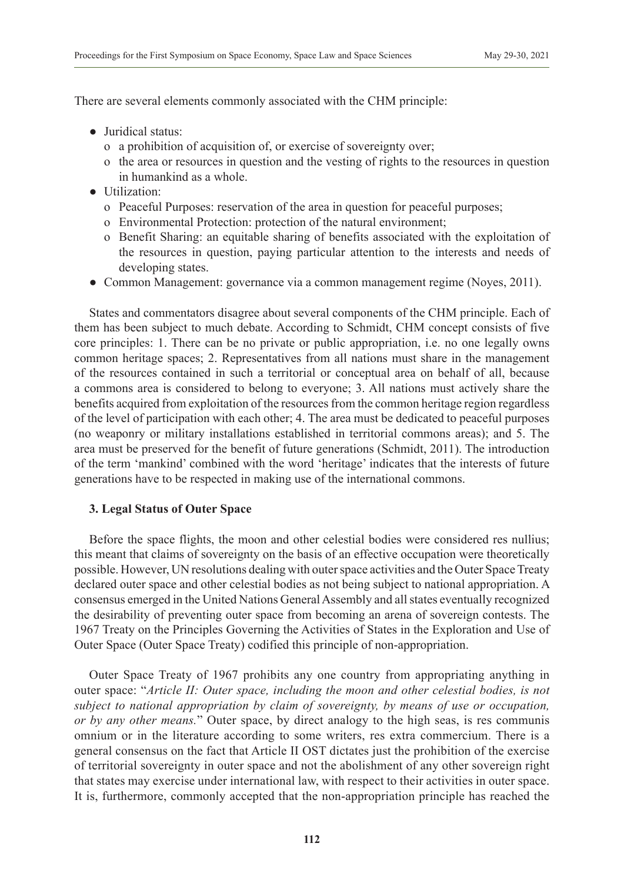There are several elements commonly associated with the CHM principle:

- Juridical status:
  - o a prohibition of acquisition of, or exercise of sovereignty over;
  - o the area or resources in question and the vesting of rights to the resources in question in humankind as a whole.
- Utilization:
  - o Peaceful Purposes: reservation of the area in question for peaceful purposes;
  - o Environmental Protection: protection of the natural environment;
  - o Benefit Sharing: an equitable sharing of benefits associated with the exploitation of the resources in question, paying particular attention to the interests and needs of developing states.
- Common Management: governance via a common management regime (Noyes, 2011).

States and commentators disagree about several components of the CHM principle. Each of them has been subject to much debate. According to Schmidt, CHM concept consists of five core principles: 1. There can be no private or public appropriation, i.e. no one legally owns common heritage spaces; 2. Representatives from all nations must share in the management of the resources contained in such a territorial or conceptual area on behalf of all, because a commons area is considered to belong to everyone; 3. All nations must actively share the benefits acquired from exploitation of the resources from the common heritage region regardless of the level of participation with each other; 4. The area must be dedicated to peaceful purposes (no weaponry or military installations established in territorial commons areas); and 5. The area must be preserved for the benefit of future generations (Schmidt, 2011). The introduction of the term 'mankind' combined with the word 'heritage' indicates that the interests of future generations have to be respected in making use of the international commons.

### 3. Legal Status of Outer Space

Before the space flights, the moon and other celestial bodies were considered res nullius; this meant that claims of sovereignty on the basis of an effective occupation were theoretically possible. However, UN resolutions dealing with outer space activities and the Outer Space Treaty declared outer space and other celestial bodies as not being subject to national appropriation. A consensus emerged in the United Nations General Assembly and all states eventually recognized the desirability of preventing outer space from becoming an arena of sovereign contests. The 1967 Treaty on the Principles Governing the Activities of States in the Exploration and Use of Outer Space (Outer Space Treaty) codified this principle of non-appropriation.

Outer Space Treaty of 1967 prohibits any one country from appropriating anything in outer space: "*Article II: Outer space, including the moon and other celestial bodies, is not subject to national appropriation by claim of sovereignty, by means of use or occupation, or by any other means.*" Outer space, by direct analogy to the high seas, is res communis omnium or in the literature according to some writers, res extra commercium. There is a general consensus on the fact that Article II OST dictates just the prohibition of the exercise of territorial sovereignty in outer space and not the abolishment of any other sovereign right that states may exercise under international law, with respect to their activities in outer space. It is, furthermore, commonly accepted that the non-appropriation principle has reached the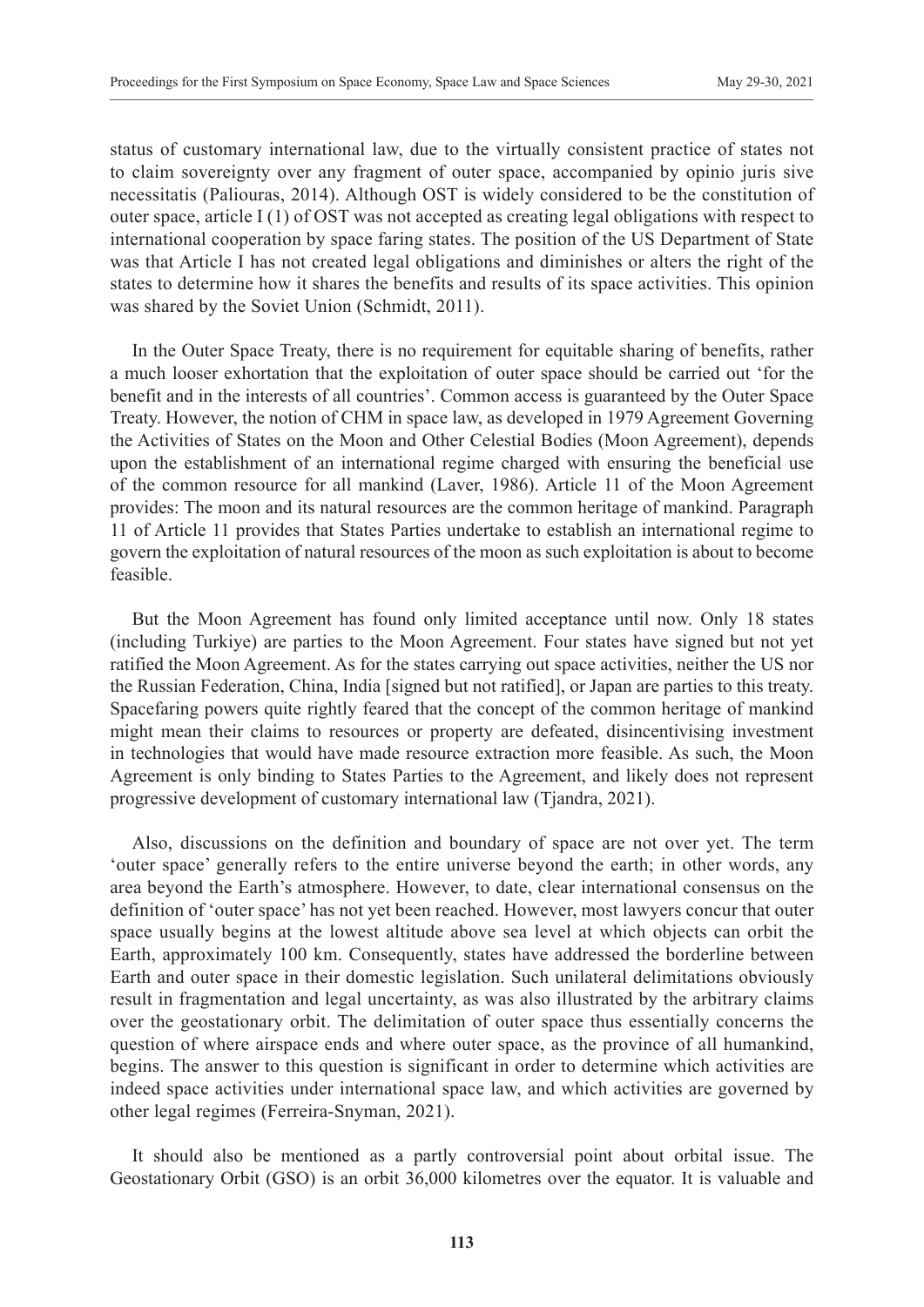status of customary international law, due to the virtually consistent practice of states not to claim sovereignty over any fragment of outer space, accompanied by opinio juris sive necessitatis (Paliouras, 2014). Although OST is widely considered to be the constitution of outer space, article I (1) of OST was not accepted as creating legal obligations with respect to international cooperation by space faring states. The position of the US Department of State was that Article I has not created legal obligations and diminishes or alters the right of the states to determine how it shares the benefits and results of its space activities. This opinion was shared by the Soviet Union (Schmidt, 2011).

In the Outer Space Treaty, there is no requirement for equitable sharing of benefits, rather a much looser exhortation that the exploitation of outer space should be carried out 'for the benefit and in the interests of all countries'. Common access is guaranteed by the Outer Space Treaty. However, the notion of CHM in space law, as developed in 1979 Agreement Governing the Activities of States on the Moon and Other Celestial Bodies (Moon Agreement), depends upon the establishment of an international regime charged with ensuring the beneficial use of the common resource for all mankind (Laver, 1986). Article 11 of the Moon Agreement provides: The moon and its natural resources are the common heritage of mankind. Paragraph 11 of Article 11 provides that States Parties undertake to establish an international regime to govern the exploitation of natural resources of the moon as such exploitation is about to become feasible.

But the Moon Agreement has found only limited acceptance until now. Only 18 states (including Turkiye) are parties to the Moon Agreement. Four states have signed but not yet ratified the Moon Agreement. As for the states carrying out space activities, neither the US nor the Russian Federation, China, India [signed but not ratified], or Japan are parties to this treaty. Spacefaring powers quite rightly feared that the concept of the common heritage of mankind might mean their claims to resources or property are defeated, disincentivising investment in technologies that would have made resource extraction more feasible. As such, the Moon Agreement is only binding to States Parties to the Agreement, and likely does not represent progressive development of customary international law (Tjandra, 2021).

Also, discussions on the definition and boundary of space are not over yet. The term 'outer space' generally refers to the entire universe beyond the earth; in other words, any area beyond the Earth's atmosphere. However, to date, clear international consensus on the definition of 'outer space' has not yet been reached. However, most lawyers concur that outer space usually begins at the lowest altitude above sea level at which objects can orbit the Earth, approximately 100 km. Consequently, states have addressed the borderline between Earth and outer space in their domestic legislation. Such unilateral delimitations obviously result in fragmentation and legal uncertainty, as was also illustrated by the arbitrary claims over the geostationary orbit. The delimitation of outer space thus essentially concerns the question of where airspace ends and where outer space, as the province of all humankind, begins. The answer to this question is significant in order to determine which activities are indeed space activities under international space law, and which activities are governed by other legal regimes (Ferreira-Snyman, 2021).

It should also be mentioned as a partly controversial point about orbital issue. The Geostationary Orbit (GSO) is an orbit 36,000 kilometres over the equator. It is valuable and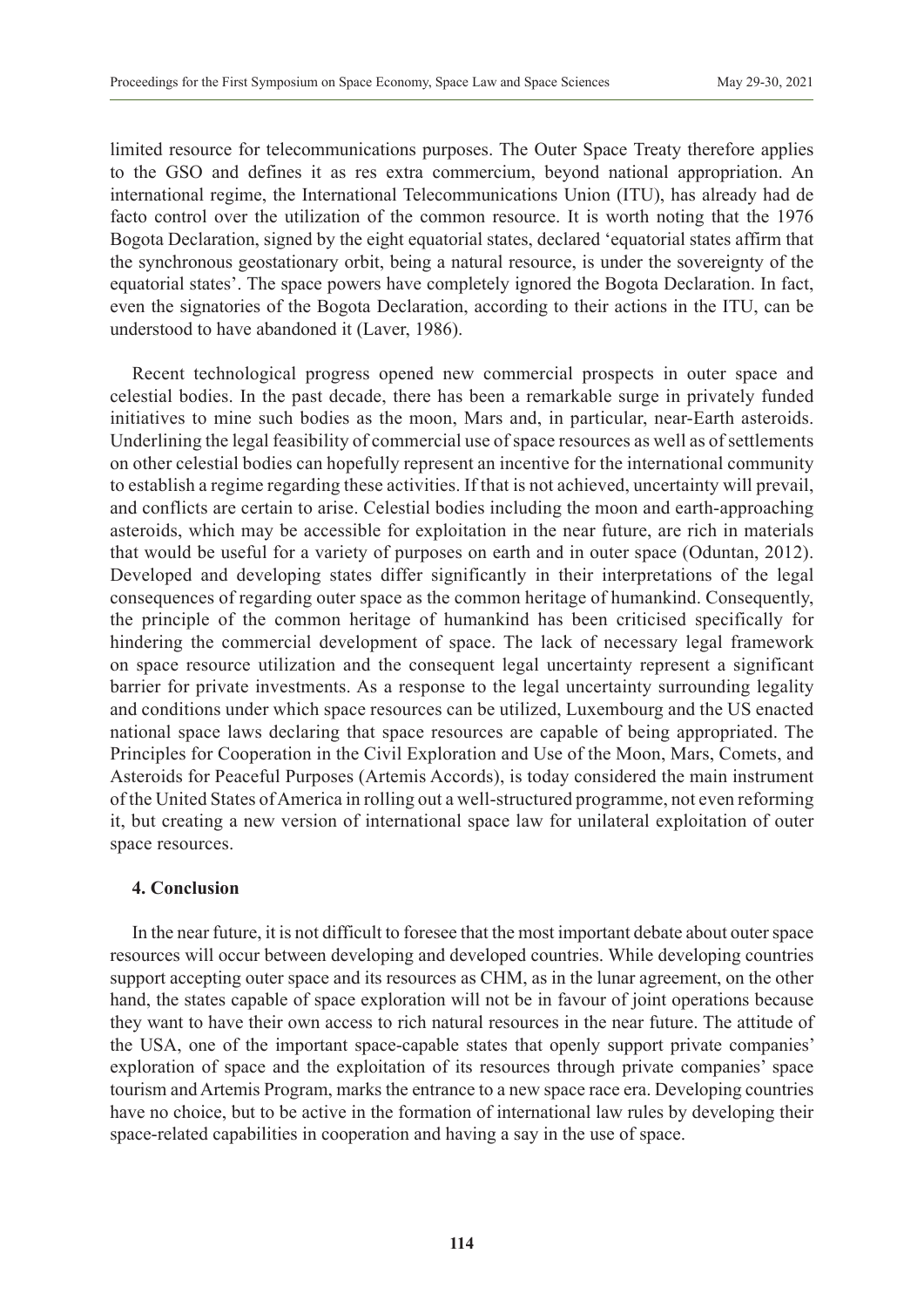limited resource for telecommunications purposes. The Outer Space Treaty therefore applies to the GSO and defines it as res extra commercium, beyond national appropriation. An international regime, the International Telecommunications Union (ITU), has already had de facto control over the utilization of the common resource. It is worth noting that the 1976 Bogota Declaration, signed by the eight equatorial states, declared 'equatorial states affirm that the synchronous geostationary orbit, being a natural resource, is under the sovereignty of the equatorial states'. The space powers have completely ignored the Bogota Declaration. In fact, even the signatories of the Bogota Declaration, according to their actions in the ITU, can be understood to have abandoned it (Laver, 1986).

Recent technological progress opened new commercial prospects in outer space and celestial bodies. In the past decade, there has been a remarkable surge in privately funded initiatives to mine such bodies as the moon, Mars and, in particular, near-Earth asteroids. Underlining the legal feasibility of commercial use of space resources as well as of settlements on other celestial bodies can hopefully represent an incentive for the international community to establish a regime regarding these activities. If that is not achieved, uncertainty will prevail, and conflicts are certain to arise. Celestial bodies including the moon and earth-approaching asteroids, which may be accessible for exploitation in the near future, are rich in materials that would be useful for a variety of purposes on earth and in outer space (Oduntan, 2012). Developed and developing states differ significantly in their interpretations of the legal consequences of regarding outer space as the common heritage of humankind. Consequently, the principle of the common heritage of humankind has been criticised specifically for hindering the commercial development of space. The lack of necessary legal framework on space resource utilization and the consequent legal uncertainty represent a significant barrier for private investments. As a response to the legal uncertainty surrounding legality and conditions under which space resources can be utilized, Luxembourg and the US enacted national space laws declaring that space resources are capable of being appropriated. The Principles for Cooperation in the Civil Exploration and Use of the Moon, Mars, Comets, and Asteroids for Peaceful Purposes (Artemis Accords), is today considered the main instrument of the United States of America in rolling out a well-structured programme, not even reforming it, but creating a new version of international space law for unilateral exploitation of outer space resources.

## 4. Conclusion

In the near future, it is not difficult to foresee that the most important debate about outer space resources will occur between developing and developed countries. While developing countries support accepting outer space and its resources as CHM, as in the lunar agreement, on the other hand, the states capable of space exploration will not be in favour of joint operations because they want to have their own access to rich natural resources in the near future. The attitude of the USA, one of the important space-capable states that openly support private companies' exploration of space and the exploitation of its resources through private companies' space tourism and Artemis Program, marks the entrance to a new space race era. Developing countries have no choice, but to be active in the formation of international law rules by developing their space-related capabilities in cooperation and having a say in the use of space.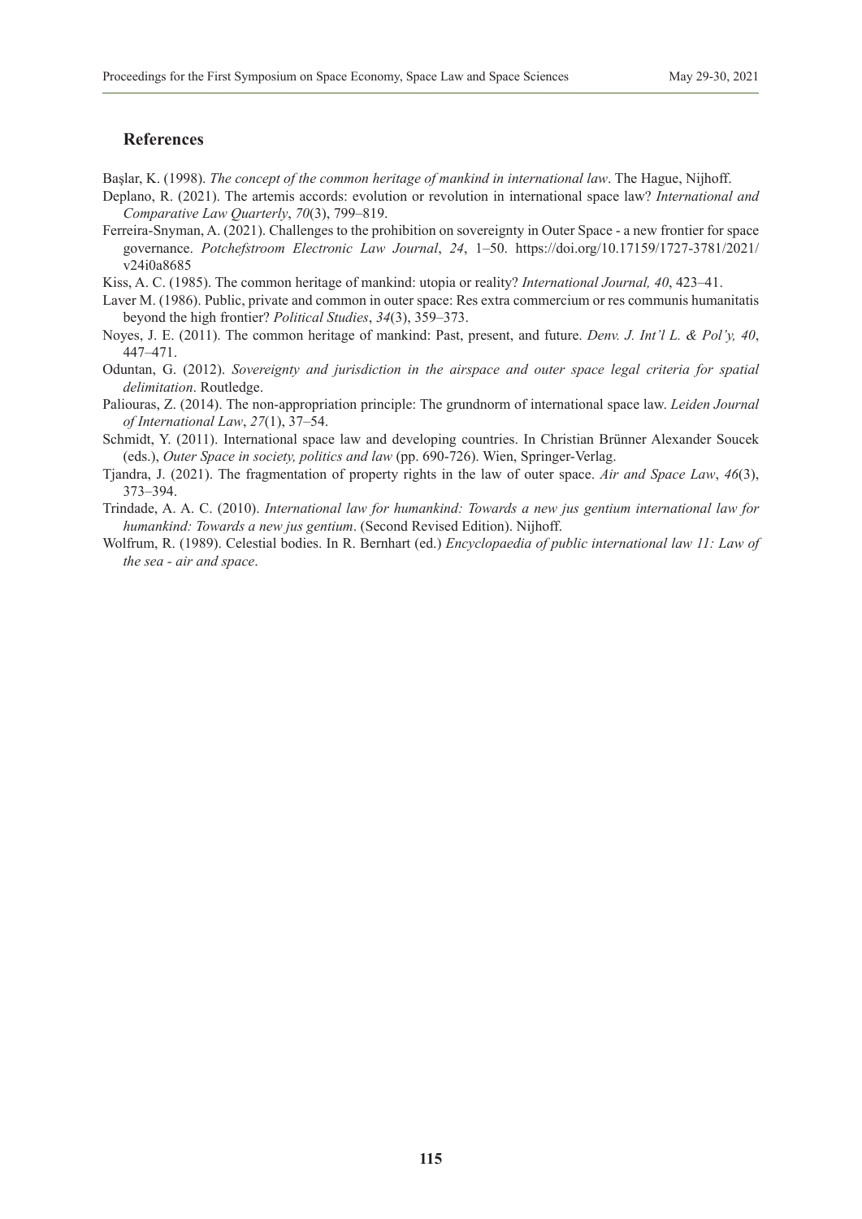## References

Başlar, K. (1998). *The concept of the common heritage of mankind in international law*. The Hague, Nijhoff.

Deplano, R. (2021). The artemis accords: evolution or revolution in international space law? *International and Comparative Law Quarterly*, *70*(3), 799–819.

Ferreira-Snyman, A. (2021). Challenges to the prohibition on sovereignty in Outer Space - a new frontier for space governance. *Potchefstroom Electronic Law Journal*, *24*, 1–50. https://doi.org/10.17159/1727-3781/2021/v24i0a8685

Kiss, A. C. (1985). The common heritage of mankind: utopia or reality? *International Journal, 40*, 423–41.

Laver M. (1986). Public, private and common in outer space: Res extra commercium or res communis humanitatis beyond the high frontier? *Political Studies*, *34*(3), 359–373.

Noyes, J. E. (2011). The common heritage of mankind: Past, present, and future. *Denv. J. Int'l L. & Pol'y, 40*, 447–471.

Oduntan, G. (2012). *Sovereignty and jurisdiction in the airspace and outer space legal criteria for spatial delimitation*. Routledge.

Paliouras, Z. (2014). The non-appropriation principle: The grundnorm of international space law. *Leiden Journal of International Law*, *27*(1), 37–54.

Schmidt, Y. (2011). International space law and developing countries. In Christian Brünner Alexander Soucek (eds.), *Outer Space in society, politics and law* (pp. 690-726). Wien, Springer-Verlag.

Tjandra, J. (2021). The fragmentation of property rights in the law of outer space. *Air and Space Law*, *46*(3), 373–394.

Trindade, A. A. C. (2010). *International law for humankind: Towards a new jus gentium international law for humankind: Towards a new jus gentium*. (Second Revised Edition). Nijhoff.

Wolfrum, R. (1989). Celestial bodies. In R. Bernhart (ed.) *Encyclopaedia of public international law 11: Law of the sea - air and space*.